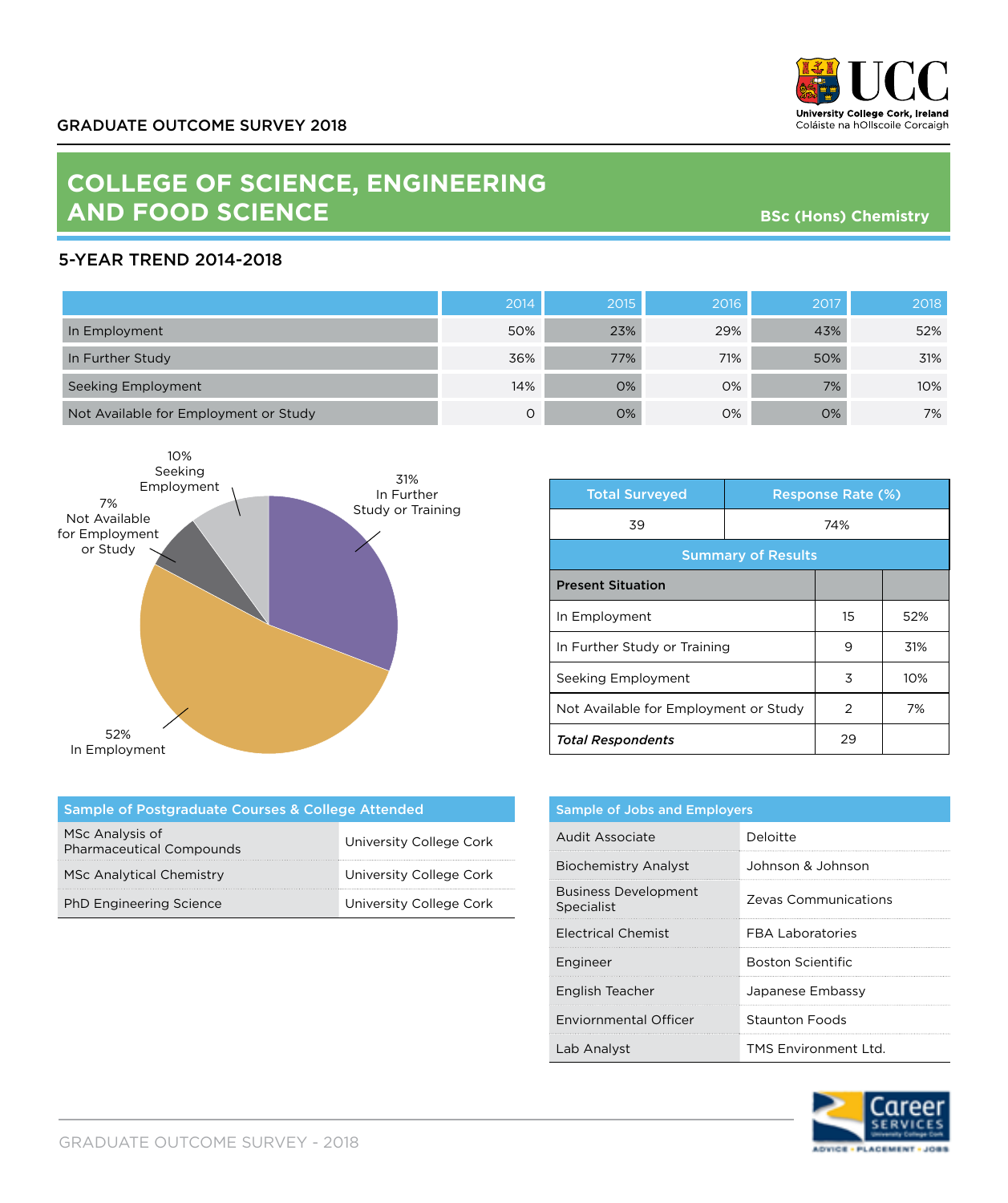GRADUATE OUTCOME SURVEY 2018

UCC
University College Cork, Ireland
Coláiste na hOllscoile Corcaigh

# COLLEGE OF SCIENCE, ENGINEERING AND FOOD SCIENCE

**BSc (Hons) Chemistry**

## 5-YEAR TREND 2014-2018

| | 2014 | 2015 | 2016 | 2017 | 2018 |
|---|---|---|---|---|---|
| In Employment | 50% | 23% | 29% | 43% | 52% |
| In Further Study | 36% | 77% | 71% | 50% | 31% |
| Seeking Employment | 14% | 0% | 0% | 7% | 10% |
| Not Available for Employment or Study | 0 | 0% | 0% | 0% | 7% |

10% Seeking Employment
31% In Further Study or Training
7% Not Available for Employment or Study
52% In Employment

| Total Surveyed | Response Rate (%) |
|---|---|
| 39 | 74% |

**Summary of Results**

| Present Situation | | |
|---|---|---|
| In Employment | 15 | 52% |
| In Further Study or Training | 9 | 31% |
| Seeking Employment | 3 | 10% |
| Not Available for Employment or Study | 2 | 7% |
| *Total Respondents* | 29 | |

| Sample of Postgraduate Courses & College Attended | |
|---|---|
| MSc Analysis of Pharmaceutical Compounds | University College Cork |
| MSc Analytical Chemistry | University College Cork |
| PhD Engineering Science | University College Cork |

| Sample of Jobs and Employers | |
|---|---|
| Audit Associate | Deloitte |
| Biochemistry Analyst | Johnson & Johnson |
| Business Development Specialist | Zevas Communications |
| Electrical Chemist | FBA Laboratories |
| Engineer | Boston Scientific |
| English Teacher | Japanese Embassy |
| Enviornmental Officer | Staunton Foods |
| Lab Analyst | TMS Environment Ltd. |

Career Services
University College Cork
ADVICE • PLACEMENT • JOBS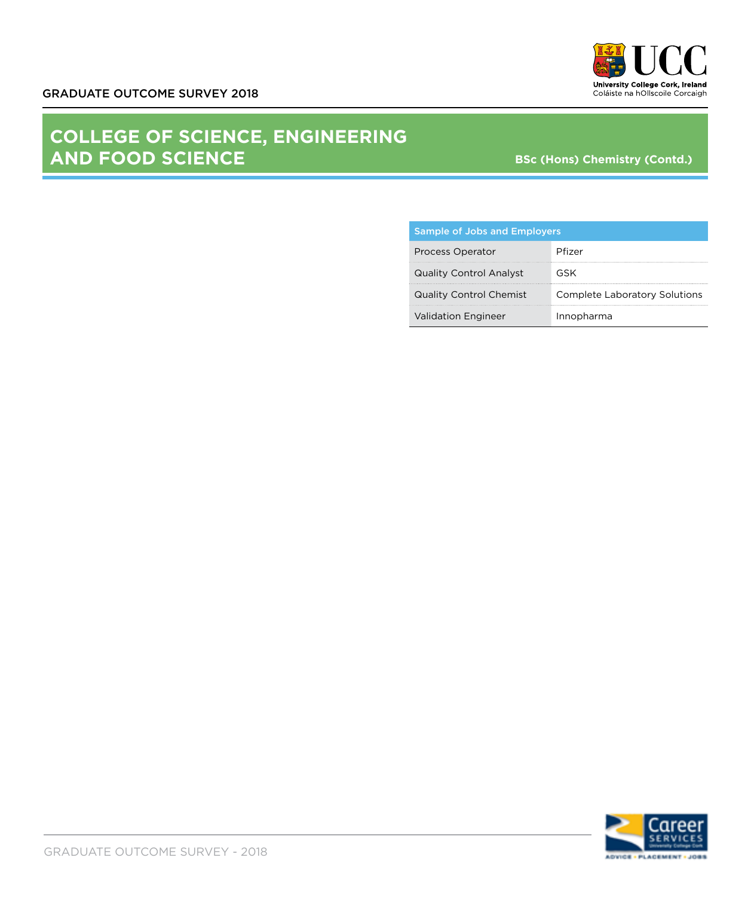# COLLEGE OF SCIENCE, ENGINEERING AND FOOD SCIENCE

## BSc (Hons) Chemistry (Contd.)

| Sample of Jobs and Employers | |
|---|---|
| Process Operator | Pfizer |
| Quality Control Analyst | GSK |
| Quality Control Chemist | Complete Laboratory Solutions |
| Validation Engineer | Innopharma |